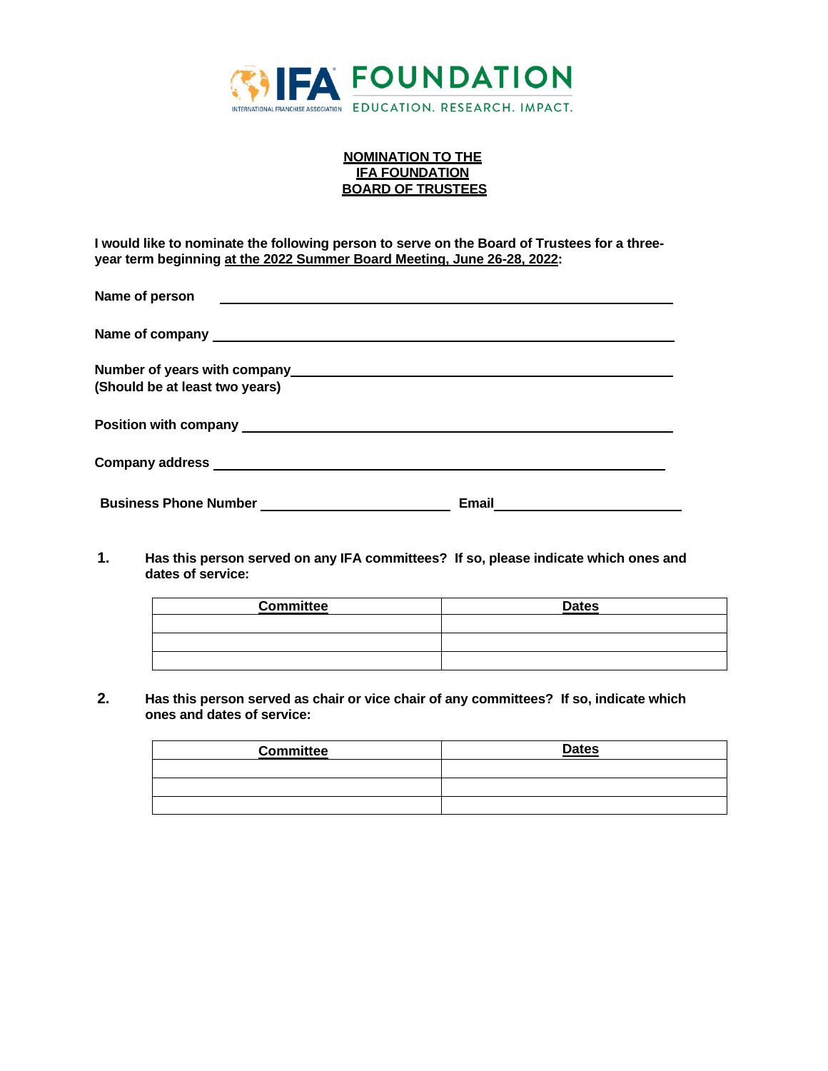IFA FOUNDATION
INTERNATIONAL FRANCHISE ASSOCIATION
EDUCATION. RESEARCH. IMPACT.

# NOMINATION TO THE IFA FOUNDATION BOARD OF TRUSTEES

**I would like to nominate the following person to serve on the Board of Trustees for a three-year term beginning at the 2022 Summer Board Meeting, June 26-28, 2022:**

**Name of person** \_\_\_\_\_\_\_\_\_\_\_\_\_\_\_\_\_\_\_\_\_\_\_\_\_\_\_\_\_\_\_\_\_\_\_\_\_\_\_\_

**Name of company** \_\_\_\_\_\_\_\_\_\_\_\_\_\_\_\_\_\_\_\_\_\_\_\_\_\_\_\_\_\_\_\_\_\_\_\_\_\_\_\_

**Number of years with company** \_\_\_\_\_\_\_\_\_\_\_\_\_\_\_\_\_\_\_\_\_\_\_\_\_\_\_\_\_\_\_\_
**(Should be at least two years)**

**Position with company** \_\_\_\_\_\_\_\_\_\_\_\_\_\_\_\_\_\_\_\_\_\_\_\_\_\_\_\_\_\_\_\_\_\_\_\_\_\_

**Company address** \_\_\_\_\_\_\_\_\_\_\_\_\_\_\_\_\_\_\_\_\_\_\_\_\_\_\_\_\_\_\_\_\_\_\_\_\_\_\_\_

**Business Phone Number** \_\_\_\_\_\_\_\_\_\_\_\_\_\_\_\_\_\_ **Email** \_\_\_\_\_\_\_\_\_\_\_\_\_\_\_\_\_\_

**1. Has this person served on any IFA committees? If so, please indicate which ones and dates of service:**

| Committee | Dates |
|---|---|
| | |
| | |
| | |

**2. Has this person served as chair or vice chair of any committees? If so, indicate which ones and dates of service:**

| Committee | Dates |
|---|---|
| | |
| | |
| | |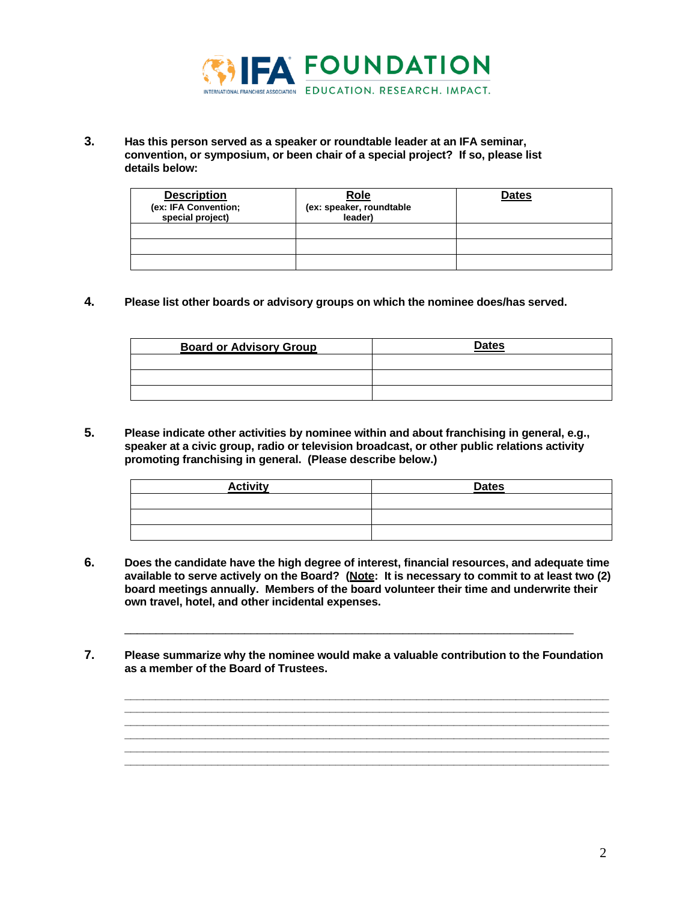**3.** **Has this person served as a speaker or roundtable leader at an IFA seminar, convention, or symposium, or been chair of a special project? If so, please list details below:**

| **Description** (ex: IFA Convention; special project) | **Role** (ex: speaker, roundtable leader) | **Dates** |
|---|---|---|
| | | |
| | | |
| | | |

**4.** **Please list other boards or advisory groups on which the nominee does/has served.**

| **Board or Advisory Group** | **Dates** |
|---|---|
| | |
| | |
| | |

**5.** **Please indicate other activities by nominee within and about franchising in general, e.g., speaker at a civic group, radio or television broadcast, or other public relations activity promoting franchising in general. (Please describe below.)**

| **Activity** | **Dates** |
|---|---|
| | |
| | |
| | |

**6.** **Does the candidate have the high degree of interest, financial resources, and adequate time available to serve actively on the Board? (Note: It is necessary to commit to at least two (2) board meetings annually. Members of the board volunteer their time and underwrite their own travel, hotel, and other incidental expenses.**

______________________________________________________________________

**7.** **Please summarize why the nominee would make a valuable contribution to the Foundation as a member of the Board of Trustees.**

______________________________________________________________________
______________________________________________________________________
______________________________________________________________________
______________________________________________________________________
______________________________________________________________________
______________________________________________________________________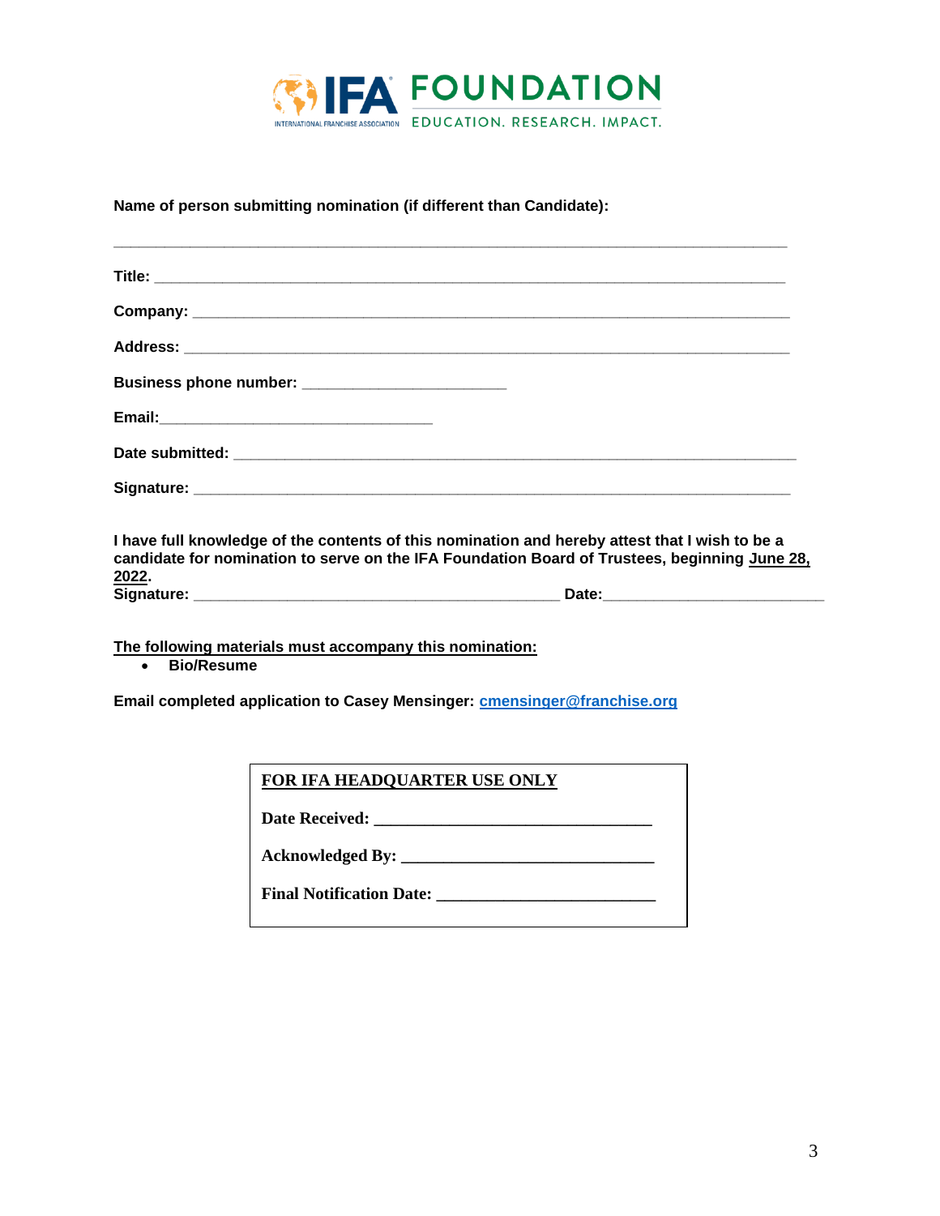IFA FOUNDATION
INTERNATIONAL FRANCHISE ASSOCIATION
EDUCATION. RESEARCH. IMPACT.

**Name of person submitting nomination (if different than Candidate):**

______________________________________________________________________________

**Title:** ________________________________________________________________________

**Company:** _____________________________________________________________________

**Address:** ______________________________________________________________________

**Business phone number:** _______________________

**Email:**________________________________

**Date submitted:** _________________________________________________________________

**Signature:** ______________________________________________________________________

**I have full knowledge of the contents of this nomination and hereby attest that I wish to be a candidate for nomination to serve on the IFA Foundation Board of Trustees, beginning <u>June 28, 2022</u>.**
**Signature:** __________________________________________ **Date:**_________________________

**<u>The following materials must accompany this nomination:</u>**

- **Bio/Resume**

**Email completed application to Casey Mensinger: [cmensinger@franchise.org](mailto:cmensinger@franchise.org)**

**<u>FOR IFA HEADQUARTER USE ONLY</u>**

**Date Received:** ________________________________

**Acknowledged By:** _____________________________

**Final Notification Date:** _________________________